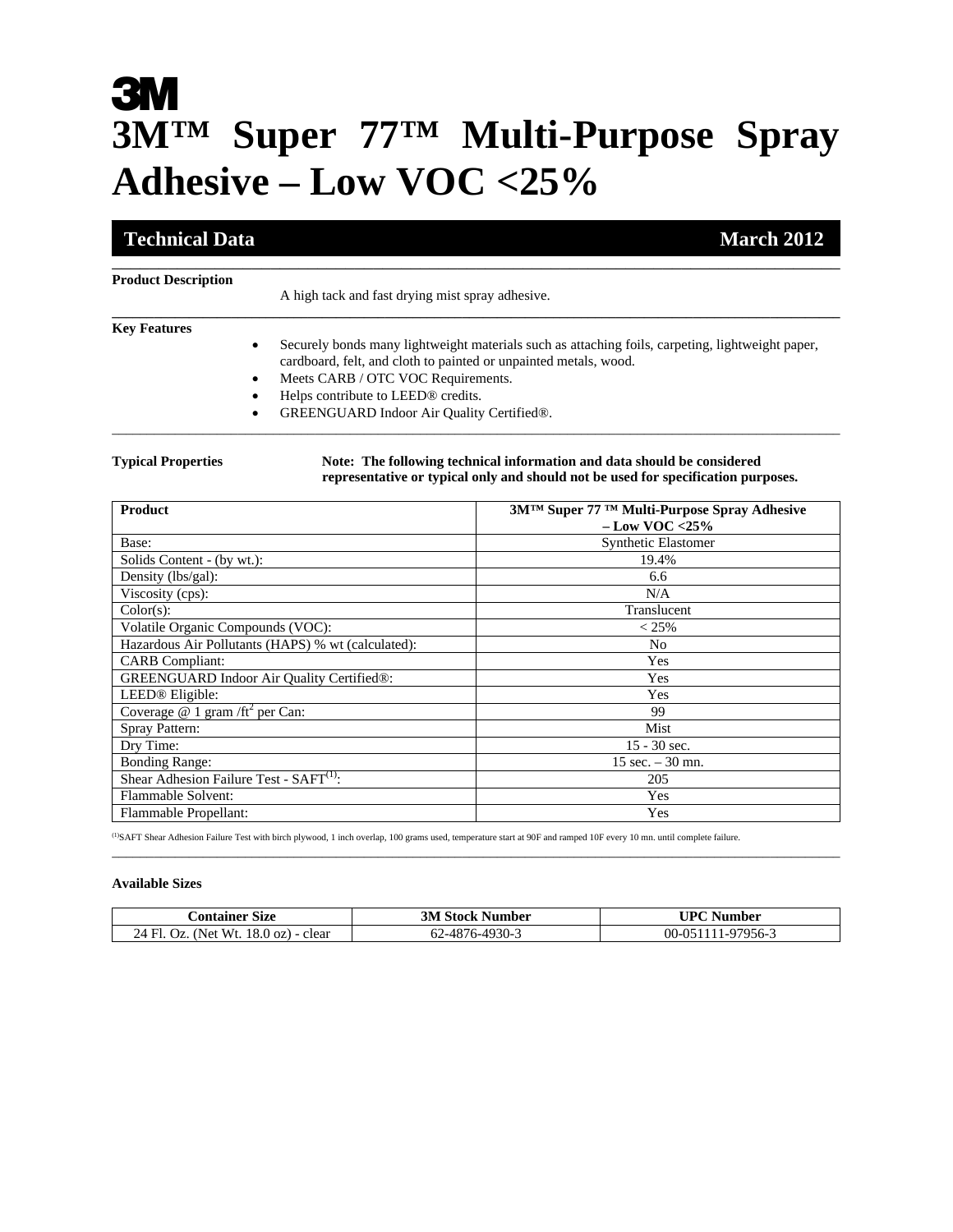3M

# 3M™ Super 77™ Multi-Purpose Spray Adhesive – Low VOC <25%

**Technical Data** | **March 2012**

---

**Product Description**

A high tack and fast drying mist spray adhesive.

---

**Key Features**

- Securely bonds many lightweight materials such as attaching foils, carpeting, lightweight paper, cardboard, felt, and cloth to painted or unpainted metals, wood.
- Meets CARB / OTC VOC Requirements.
- Helps contribute to LEED® credits.
- GREENGUARD Indoor Air Quality Certified®.

---

**Typical Properties**

**Note: The following technical information and data should be considered representative or typical only and should not be used for specification purposes.**

| **Product** | **3M™ Super 77 ™ Multi-Purpose Spray Adhesive – Low VOC <25%** |
|---|---|
| Base: | Synthetic Elastomer |
| Solids Content - (by wt.): | 19.4% |
| Density (lbs/gal): | 6.6 |
| Viscosity (cps): | N/A |
| Color(s): | Translucent |
| Volatile Organic Compounds (VOC): | < 25% |
| Hazardous Air Pollutants (HAPS) % wt (calculated): | No |
| CARB Compliant: | Yes |
| GREENGUARD Indoor Air Quality Certified®: | Yes |
| LEED® Eligible: | Yes |
| Coverage @ 1 gram /ft$^2$ per Can: | 99 |
| Spray Pattern: | Mist |
| Dry Time: | 15 - 30 sec. |
| Bonding Range: | 15 sec. – 30 mn. |
| Shear Adhesion Failure Test - SAFT[1]: | 205 |
| Flammable Solvent: | Yes |
| Flammable Propellant: | Yes |

[1]SAFT Shear Adhesion Failure Test with birch plywood, 1 inch overlap, 100 grams used, temperature start at 90F and ramped 10F every 10 mn. until complete failure.

---

**Available Sizes**

| **Container Size** | **3M Stock Number** | **UPC Number** |
|---|---|---|
| 24 Fl. Oz. (Net Wt. 18.0 oz) - clear | 62-4876-4930-3 | 00-051111-97956-3 |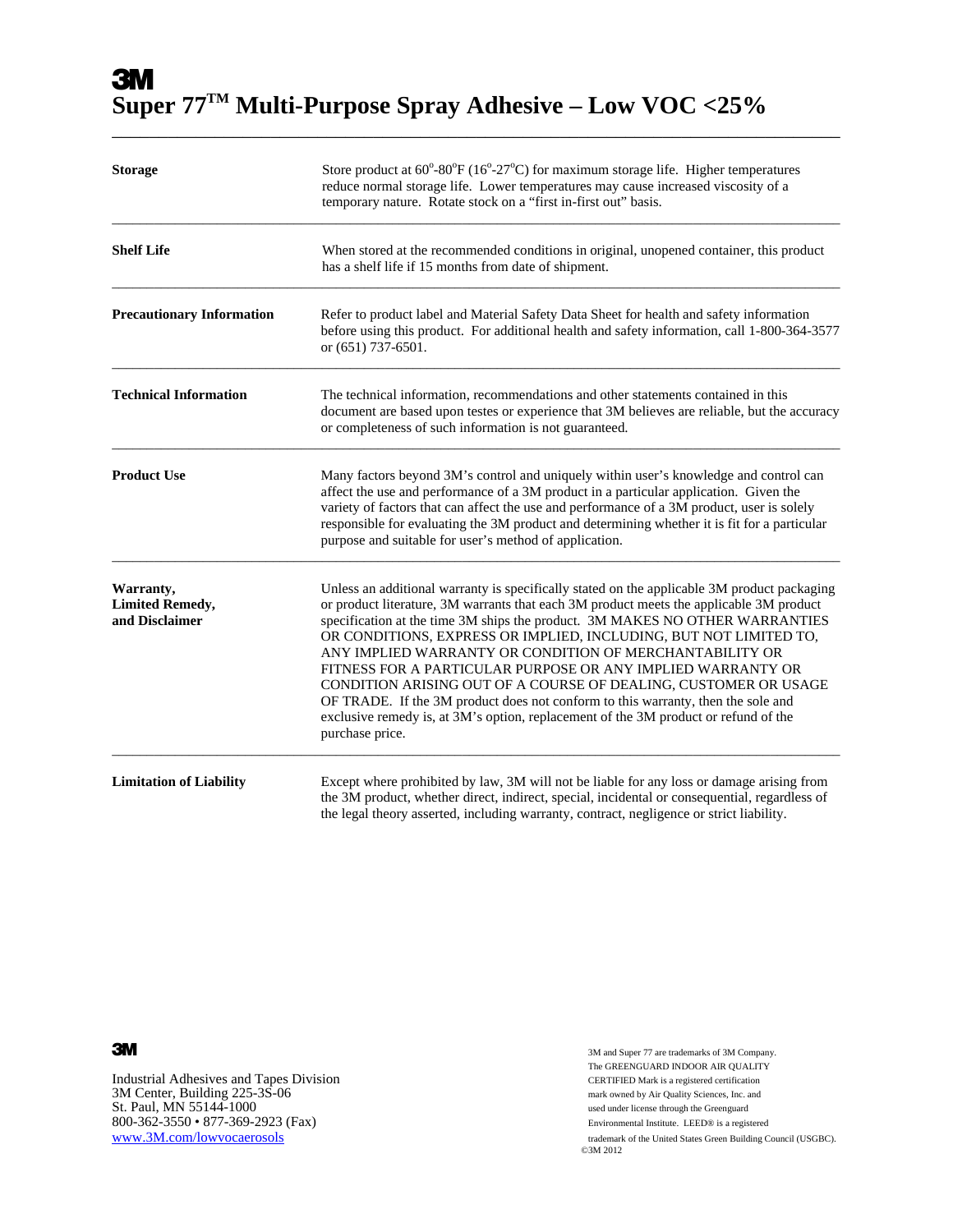# 3M
# Super 77™ Multi-Purpose Spray Adhesive – Low VOC <25%

| | |
|---|---|
| **Storage** | Store product at 60°-80°F (16°-27°C) for maximum storage life. Higher temperatures reduce normal storage life. Lower temperatures may cause increased viscosity of a temporary nature. Rotate stock on a "first in-first out" basis. |
| **Shelf Life** | When stored at the recommended conditions in original, unopened container, this product has a shelf life if 15 months from date of shipment. |
| **Precautionary Information** | Refer to product label and Material Safety Data Sheet for health and safety information before using this product. For additional health and safety information, call 1-800-364-3577 or (651) 737-6501. |
| **Technical Information** | The technical information, recommendations and other statements contained in this document are based upon testes or experience that 3M believes are reliable, but the accuracy or completeness of such information is not guaranteed. |
| **Product Use** | Many factors beyond 3M's control and uniquely within user's knowledge and control can affect the use and performance of a 3M product in a particular application. Given the variety of factors that can affect the use and performance of a 3M product, user is solely responsible for evaluating the 3M product and determining whether it is fit for a particular purpose and suitable for user's method of application. |
| **Warranty, Limited Remedy, and Disclaimer** | Unless an additional warranty is specifically stated on the applicable 3M product packaging or product literature, 3M warrants that each 3M product meets the applicable 3M product specification at the time 3M ships the product. 3M MAKES NO OTHER WARRANTIES OR CONDITIONS, EXPRESS OR IMPLIED, INCLUDING, BUT NOT LIMITED TO, ANY IMPLIED WARRANTY OR CONDITION OF MERCHANTABILITY OR FITNESS FOR A PARTICULAR PURPOSE OR ANY IMPLIED WARRANTY OR CONDITION ARISING OUT OF A COURSE OF DEALING, CUSTOMER OR USAGE OF TRADE. If the 3M product does not conform to this warranty, then the sole and exclusive remedy is, at 3M's option, replacement of the 3M product or refund of the purchase price. |
| **Limitation of Liability** | Except where prohibited by law, 3M will not be liable for any loss or damage arising from the 3M product, whether direct, indirect, special, incidental or consequential, regardless of the legal theory asserted, including warranty, contract, negligence or strict liability. |

**3M**

Industrial Adhesives and Tapes Division
3M Center, Building 225-3S-06
St. Paul, MN 55144-1000
800-362-3550 • 877-369-2923 (Fax)
www.3M.com/lowvocaerosols

3M and Super 77 are trademarks of 3M Company. The GREENGUARD INDOOR AIR QUALITY CERTIFIED Mark is a registered certification mark owned by Air Quality Sciences, Inc. and used under license through the Greenguard Environmental Institute. LEED® is a registered trademark of the United States Green Building Council (USGBC).
©3M 2012